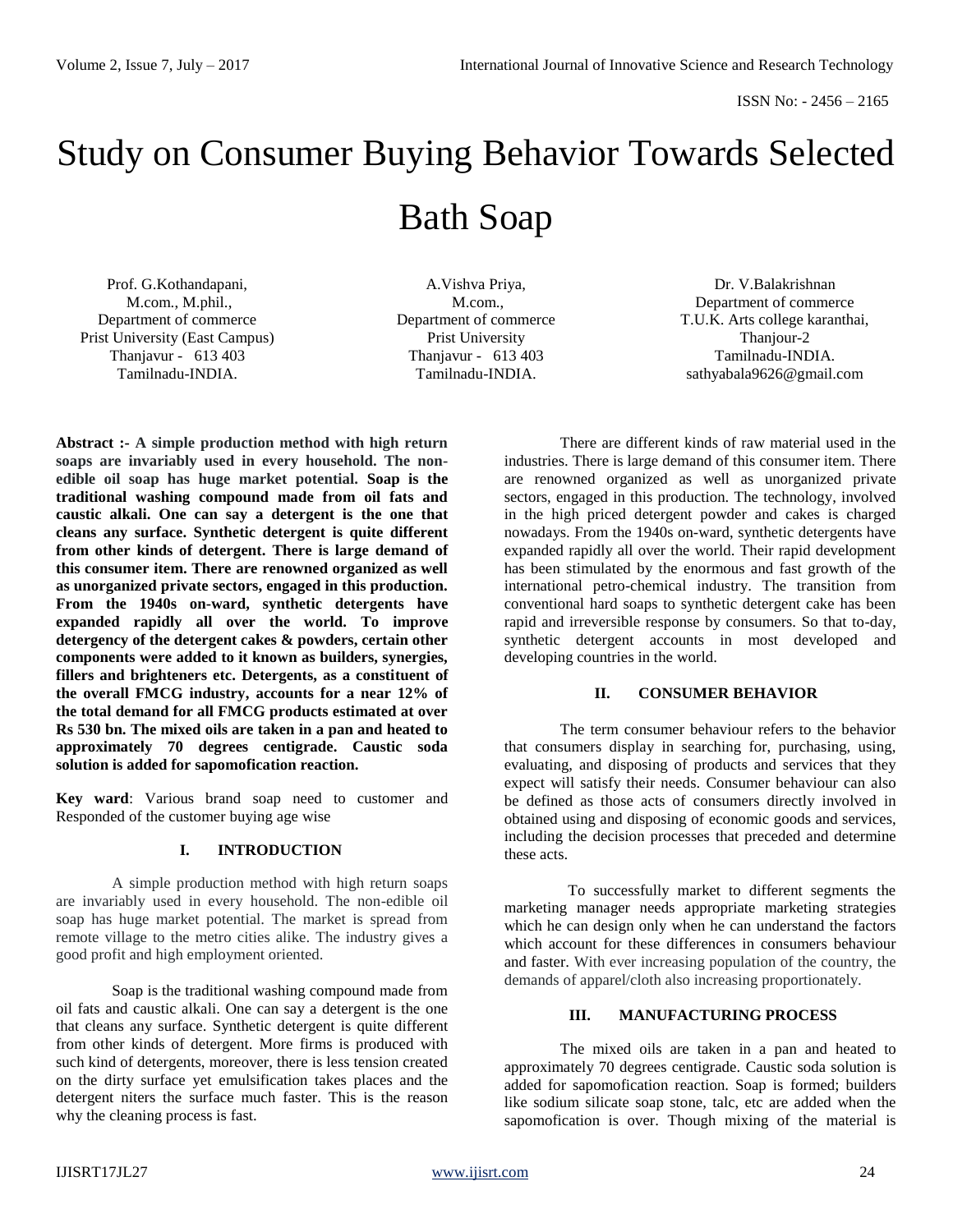# Study on Consumer Buying Behavior Towards Selected Bath Soap

Prof. G.Kothandapani,
M.com., M.phil.,
Department of commerce
Prist University (East Campus)
Thanjavur - 613 403
Tamilnadu-INDIA.

A.Vishva Priya,
M.com.,
Department of commerce
Prist University
Thanjavur - 613 403
Tamilnadu-INDIA.

Dr. V.Balakrishnan
Department of commerce
T.U.K. Arts college karanthai,
Thanjour-2
Tamilnadu-INDIA.
sathyabala9626@gmail.com

**Abstract :- A simple production method with high return soaps are invariably used in every household. The non-edible oil soap has huge market potential. Soap is the traditional washing compound made from oil fats and caustic alkali. One can say a detergent is the one that cleans any surface. Synthetic detergent is quite different from other kinds of detergent. There is large demand of this consumer item. There are renowned organized as well as unorganized private sectors, engaged in this production. From the 1940s on-ward, synthetic detergents have expanded rapidly all over the world. To improve detergency of the detergent cakes & powders, certain other components were added to it known as builders, synergies, fillers and brighteners etc. Detergents, as a constituent of the overall FMCG industry, accounts for a near 12% of the total demand for all FMCG products estimated at over Rs 530 bn. The mixed oils are taken in a pan and heated to approximately 70 degrees centigrade. Caustic soda solution is added for sapomofication reaction.**

**Key ward**: Various brand soap need to customer and Responded of the customer buying age wise

## I. INTRODUCTION

A simple production method with high return soaps are invariably used in every household. The non-edible oil soap has huge market potential. The market is spread from remote village to the metro cities alike. The industry gives a good profit and high employment oriented.

Soap is the traditional washing compound made from oil fats and caustic alkali. One can say a detergent is the one that cleans any surface. Synthetic detergent is quite different from other kinds of detergent. More firms is produced with such kind of detergents, moreover, there is less tension created on the dirty surface yet emulsification takes places and the detergent niters the surface much faster. This is the reason why the cleaning process is fast.

There are different kinds of raw material used in the industries. There is large demand of this consumer item. There are renowned organized as well as unorganized private sectors, engaged in this production. The technology, involved in the high priced detergent powder and cakes is charged nowadays. From the 1940s on-ward, synthetic detergents have expanded rapidly all over the world. Their rapid development has been stimulated by the enormous and fast growth of the international petro-chemical industry. The transition from conventional hard soaps to synthetic detergent cake has been rapid and irreversible response by consumers. So that to-day, synthetic detergent accounts in most developed and developing countries in the world.

## II. CONSUMER BEHAVIOR

The term consumer behaviour refers to the behavior that consumers display in searching for, purchasing, using, evaluating, and disposing of products and services that they expect will satisfy their needs. Consumer behaviour can also be defined as those acts of consumers directly involved in obtained using and disposing of economic goods and services, including the decision processes that preceded and determine these acts.

To successfully market to different segments the marketing manager needs appropriate marketing strategies which he can design only when he can understand the factors which account for these differences in consumers behaviour and faster. With ever increasing population of the country, the demands of apparel/cloth also increasing proportionately.

## III. MANUFACTURING PROCESS

The mixed oils are taken in a pan and heated to approximately 70 degrees centigrade. Caustic soda solution is added for sapomofication reaction. Soap is formed; builders like sodium silicate soap stone, talc, etc are added when the sapomofication is over. Though mixing of the material is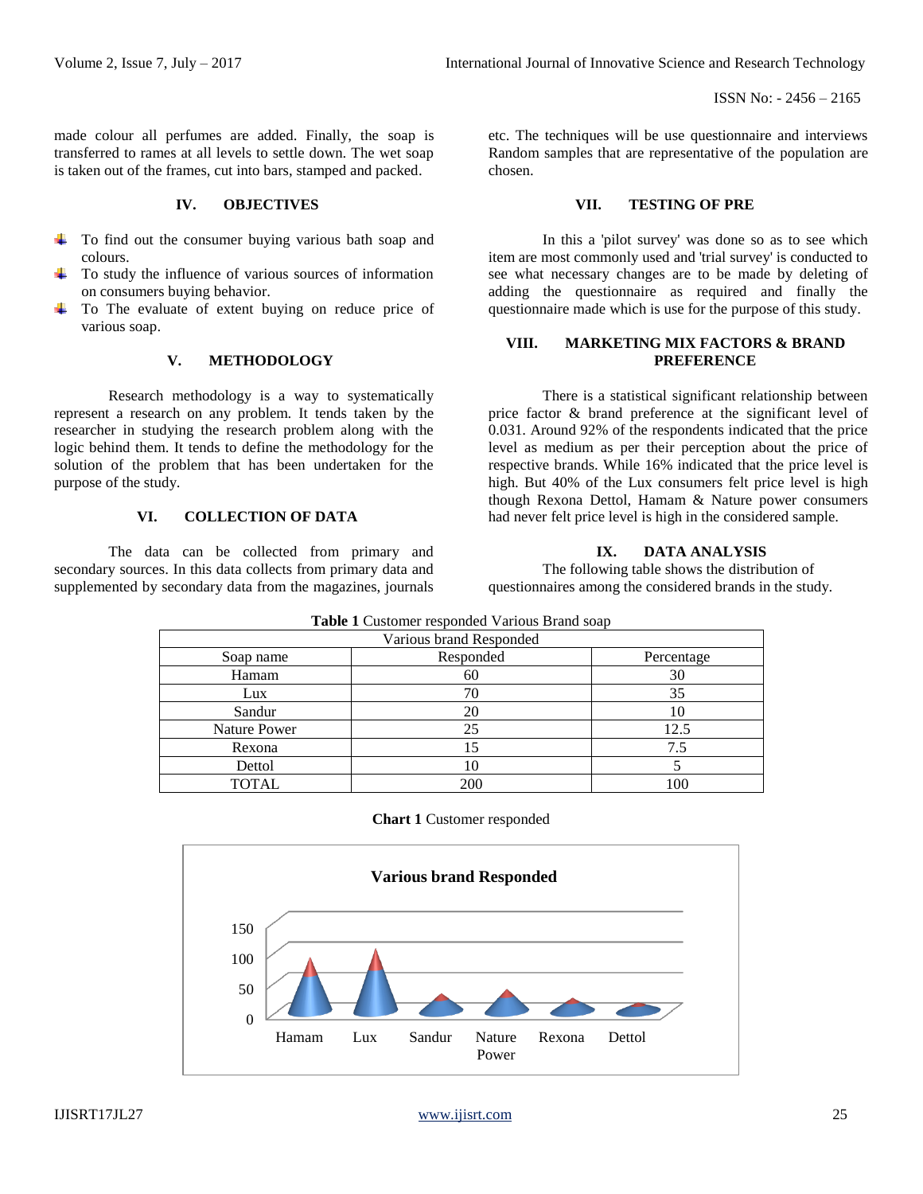made colour all perfumes are added. Finally, the soap is transferred to rames at all levels to settle down. The wet soap is taken out of the frames, cut into bars, stamped and packed.

## IV. OBJECTIVES

- To find out the consumer buying various bath soap and colours.
- To study the influence of various sources of information on consumers buying behavior.
- To The evaluate of extent buying on reduce price of various soap.

## V. METHODOLOGY

Research methodology is a way to systematically represent a research on any problem. It tends taken by the researcher in studying the research problem along with the logic behind them. It tends to define the methodology for the solution of the problem that has been undertaken for the purpose of the study.

## VI. COLLECTION OF DATA

The data can be collected from primary and secondary sources. In this data collects from primary data and supplemented by secondary data from the magazines, journals etc. The techniques will be use questionnaire and interviews Random samples that are representative of the population are chosen.

## VII. TESTING OF PRE

In this a 'pilot survey' was done so as to see which item are most commonly used and 'trial survey' is conducted to see what necessary changes are to be made by deleting of adding the questionnaire as required and finally the questionnaire made which is use for the purpose of this study.

## VIII. MARKETING MIX FACTORS & BRAND PREFERENCE

There is a statistical significant relationship between price factor & brand preference at the significant level of 0.031. Around 92% of the respondents indicated that the price level as medium as per their perception about the price of respective brands. While 16% indicated that the price level is high. But 40% of the Lux consumers felt price level is high though Rexona Dettol, Hamam & Nature power consumers had never felt price level is high in the considered sample.

## IX. DATA ANALYSIS

The following table shows the distribution of questionnaires among the considered brands in the study.

**Table 1** Customer responded Various Brand soap

| Various brand Responded | | |
|---|---|---|
| Soap name | Responded | Percentage |
| Hamam | 60 | 30 |
| Lux | 70 | 35 |
| Sandur | 20 | 10 |
| Nature Power | 25 | 12.5 |
| Rexona | 15 | 7.5 |
| Dettol | 10 | 5 |
| TOTAL | 200 | 100 |

**Chart 1** Customer responded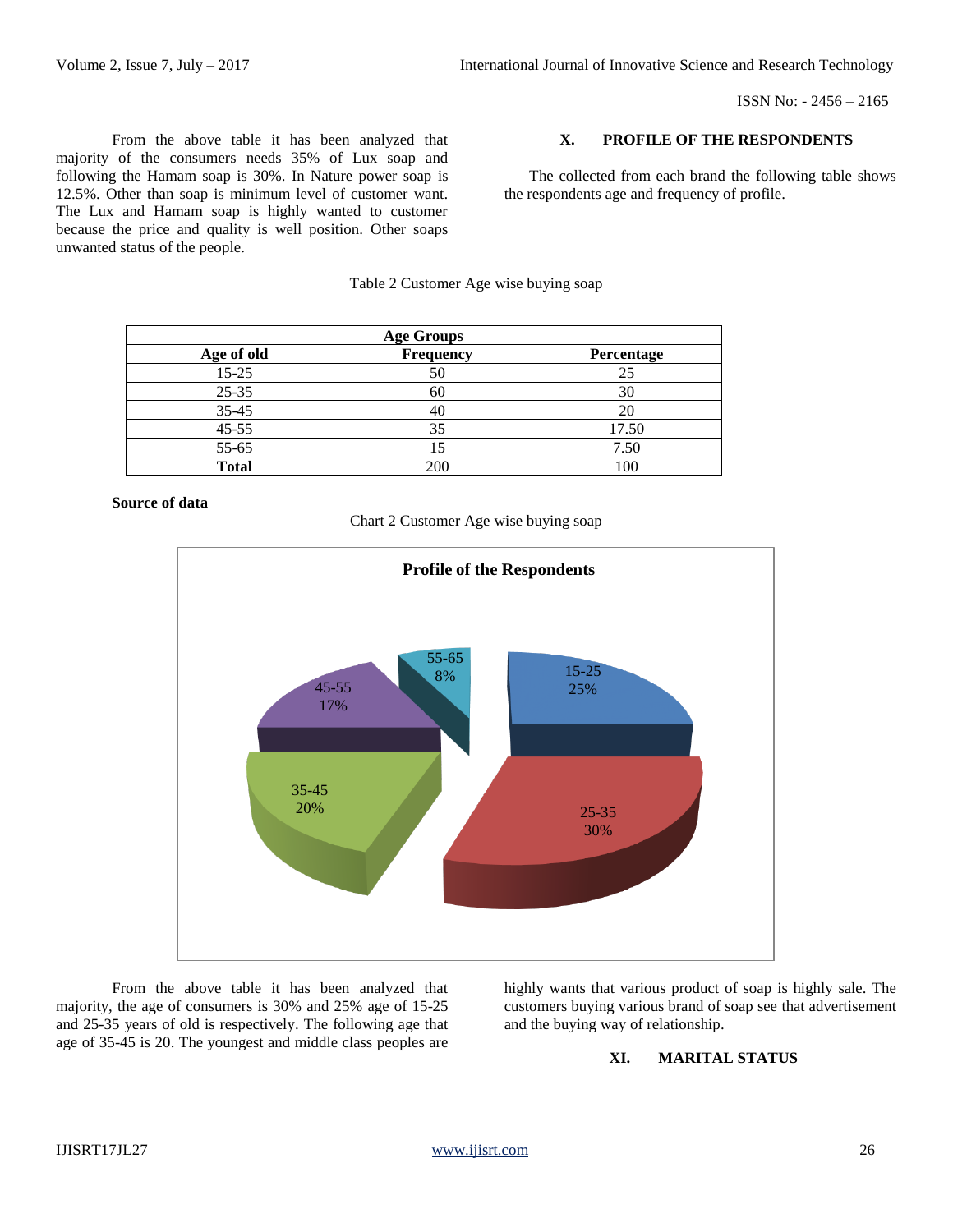From the above table it has been analyzed that majority of the consumers needs 35% of Lux soap and following the Hamam soap is 30%. In Nature power soap is 12.5%. Other than soap is minimum level of customer want. The Lux and Hamam soap is highly wanted to customer because the price and quality is well position. Other soaps unwanted status of the people.

## X. PROFILE OF THE RESPONDENTS

The collected from each brand the following table shows the respondents age and frequency of profile.

Table 2 Customer Age wise buying soap

| Age Groups | | |
|---|---|---|
| **Age of old** | **Frequency** | **Percentage** |
| 15-25 | 50 | 25 |
| 25-35 | 60 | 30 |
| 35-45 | 40 | 20 |
| 45-55 | 35 | 17.50 |
| 55-65 | 15 | 7.50 |
| **Total** | 200 | 100 |

**Source of data**

Chart 2 Customer Age wise buying soap

**Profile of the Respondents**

15-25 25%; 25-35 30%; 35-45 20%; 45-55 17%; 55-65 8%

From the above table it has been analyzed that majority, the age of consumers is 30% and 25% age of 15-25 and 25-35 years of old is respectively. The following age that age of 35-45 is 20. The youngest and middle class peoples are highly wants that various product of soap is highly sale. The customers buying various brand of soap see that advertisement and the buying way of relationship.

## XI. MARITAL STATUS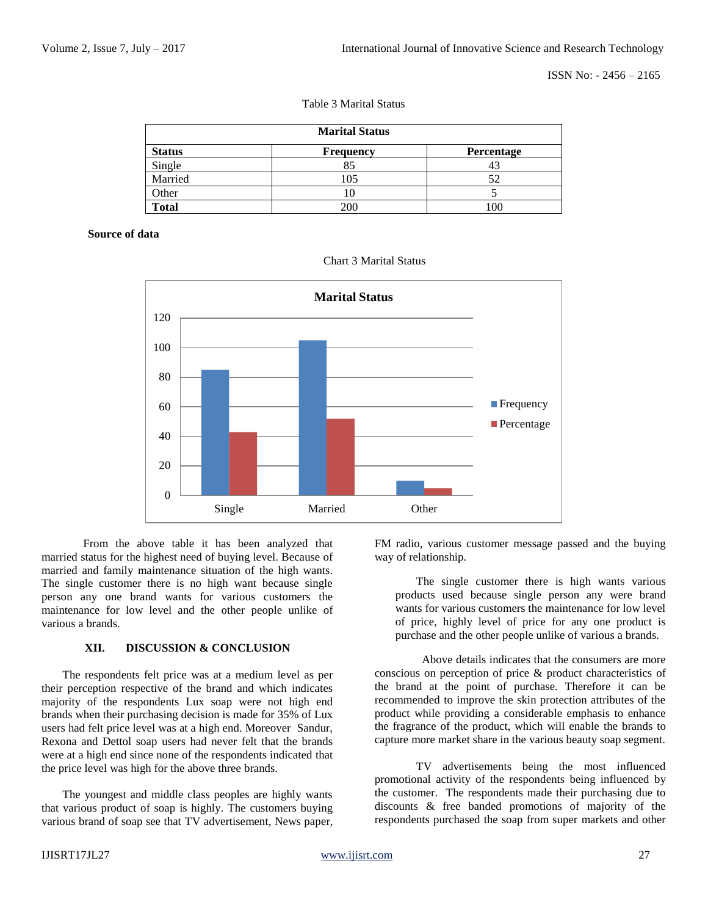Table 3 Marital Status

| Marital Status | | |
|---|---|---|
| **Status** | **Frequency** | **Percentage** |
| Single | 85 | 43 |
| Married | 105 | 52 |
| Other | 10 | 5 |
| **Total** | 200 | 100 |

**Source of data**

Chart 3 Marital Status

From the above table it has been analyzed that married status for the highest need of buying level. Because of married and family maintenance situation of the high wants. The single customer there is no high want because single person any one brand wants for various customers the maintenance for low level and the other people unlike of various a brands.

## XII. DISCUSSION & CONCLUSION

The respondents felt price was at a medium level as per their perception respective of the brand and which indicates majority of the respondents Lux soap were not high end brands when their purchasing decision is made for 35% of Lux users had felt price level was at a high end. Moreover Sandur, Rexona and Dettol soap users had never felt that the brands were at a high end since none of the respondents indicated that the price level was high for the above three brands.

The youngest and middle class peoples are highly wants that various product of soap is highly. The customers buying various brand of soap see that TV advertisement, News paper, FM radio, various customer message passed and the buying way of relationship.

The single customer there is high wants various products used because single person any were brand wants for various customers the maintenance for low level of price, highly level of price for any one product is purchase and the other people unlike of various a brands.

Above details indicates that the consumers are more conscious on perception of price & product characteristics of the brand at the point of purchase. Therefore it can be recommended to improve the skin protection attributes of the product while providing a considerable emphasis to enhance the fragrance of the product, which will enable the brands to capture more market share in the various beauty soap segment.

TV advertisements being the most influenced promotional activity of the respondents being influenced by the customer. The respondents made their purchasing due to discounts & free banded promotions of majority of the respondents purchased the soap from super markets and other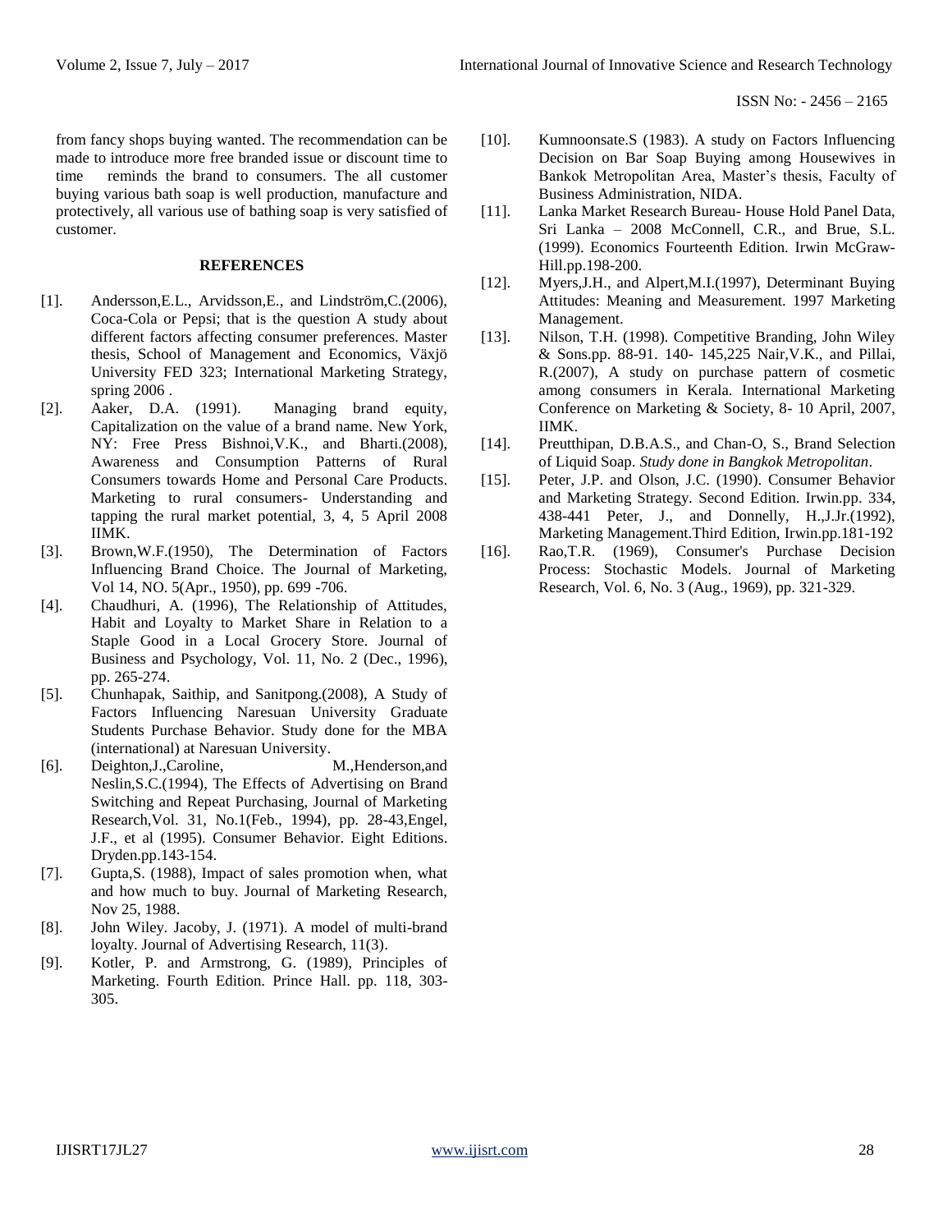from fancy shops buying wanted. The recommendation can be made to introduce more free branded issue or discount time to time reminds the brand to consumers. The all customer buying various bath soap is well production, manufacture and protectively, all various use of bathing soap is very satisfied of customer.

## REFERENCES

[1]. Andersson,E.L., Arvidsson,E., and Lindström,C.(2006), Coca-Cola or Pepsi; that is the question A study about different factors affecting consumer preferences. Master thesis, School of Management and Economics, Växjö University FED 323; International Marketing Strategy, spring 2006 .

[2]. Aaker, D.A. (1991). Managing brand equity, Capitalization on the value of a brand name. New York, NY: Free Press Bishnoi,V.K., and Bharti.(2008), Awareness and Consumption Patterns of Rural Consumers towards Home and Personal Care Products. Marketing to rural consumers- Understanding and tapping the rural market potential, 3, 4, 5 April 2008 IIMK.

[3]. Brown,W.F.(1950), The Determination of Factors Influencing Brand Choice. The Journal of Marketing, Vol 14, NO. 5(Apr., 1950), pp. 699 -706.

[4]. Chaudhuri, A. (1996), The Relationship of Attitudes, Habit and Loyalty to Market Share in Relation to a Staple Good in a Local Grocery Store. Journal of Business and Psychology, Vol. 11, No. 2 (Dec., 1996), pp. 265-274.

[5]. Chunhapak, Saithip, and Sanitpong.(2008), A Study of Factors Influencing Naresuan University Graduate Students Purchase Behavior. Study done for the MBA (international) at Naresuan University.

[6]. Deighton,J.,Caroline, M.,Henderson,and Neslin,S.C.(1994), The Effects of Advertising on Brand Switching and Repeat Purchasing, Journal of Marketing Research,Vol. 31, No.1(Feb., 1994), pp. 28-43,Engel, J.F., et al (1995). Consumer Behavior. Eight Editions. Dryden.pp.143-154.

[7]. Gupta,S. (1988), Impact of sales promotion when, what and how much to buy. Journal of Marketing Research, Nov 25, 1988.

[8]. John Wiley. Jacoby, J. (1971). A model of multi-brand loyalty. Journal of Advertising Research, 11(3).

[9]. Kotler, P. and Armstrong, G. (1989), Principles of Marketing. Fourth Edition. Prince Hall. pp. 118, 303-305.

[10]. Kumnoonsate.S (1983). A study on Factors Influencing Decision on Bar Soap Buying among Housewives in Bankok Metropolitan Area, Master's thesis, Faculty of Business Administration, NIDA.

[11]. Lanka Market Research Bureau- House Hold Panel Data, Sri Lanka – 2008 McConnell, C.R., and Brue, S.L. (1999). Economics Fourteenth Edition. Irwin McGraw-Hill.pp.198-200.

[12]. Myers,J.H., and Alpert,M.I.(1997), Determinant Buying Attitudes: Meaning and Measurement. 1997 Marketing Management.

[13]. Nilson, T.H. (1998). Competitive Branding, John Wiley & Sons.pp. 88-91. 140- 145,225 Nair,V.K., and Pillai, R.(2007), A study on purchase pattern of cosmetic among consumers in Kerala. International Marketing Conference on Marketing & Society, 8- 10 April, 2007, IIMK.

[14]. Preutthipan, D.B.A.S., and Chan-O, S., Brand Selection of Liquid Soap. *Study done in Bangkok Metropolitan*.

[15]. Peter, J.P. and Olson, J.C. (1990). Consumer Behavior and Marketing Strategy. Second Edition. Irwin.pp. 334, 438-441 Peter, J., and Donnelly, H.,J.Jr.(1992), Marketing Management.Third Edition, Irwin.pp.181-192

[16]. Rao,T.R. (1969), Consumer's Purchase Decision Process: Stochastic Models. Journal of Marketing Research, Vol. 6, No. 3 (Aug., 1969), pp. 321-329.